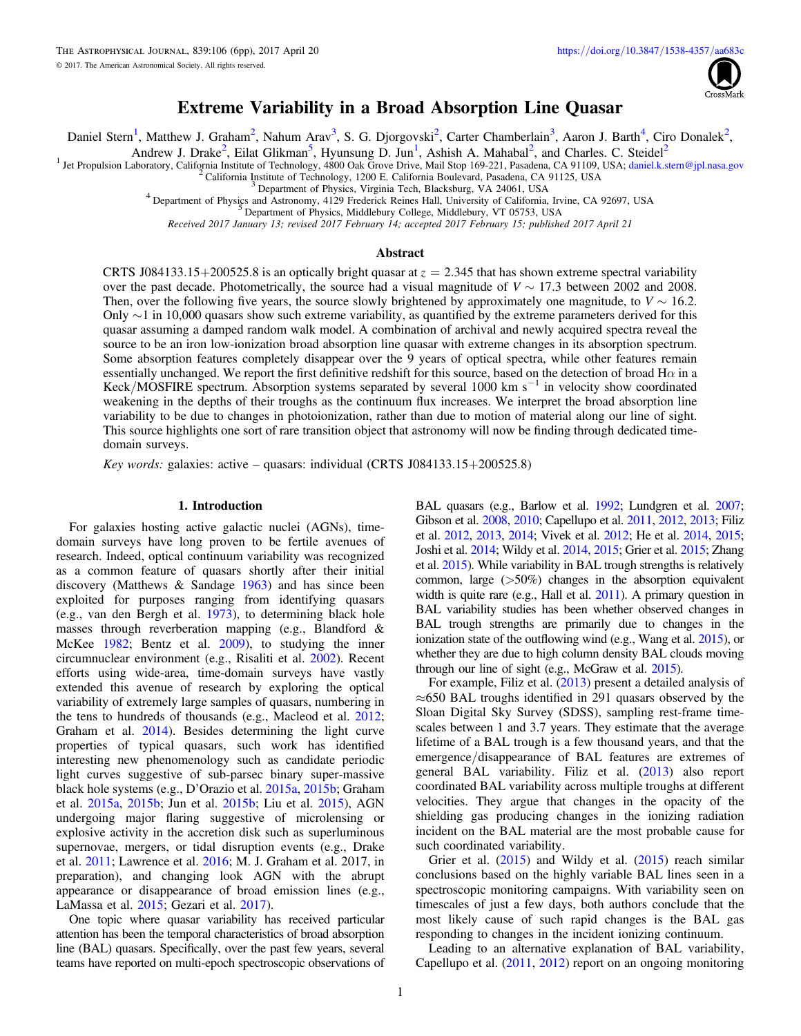# Extreme Variability in a Broad Absorption Line Quasar

Daniel Stern[1], Matthew J. Graham[2], Nahum Arav[3], S. G. Djorgovski[2], Carter Chamberlain[3], Aaron J. Barth[4], Ciro Donalek[2], Andrew J. Drake[2], Eilat Glikman[5], Hyunsung D. Jun[1], Ashish A. Mahabal[2], and Charles. C. Steidel[2]

[1] Jet Propulsion Laboratory, California Institute of Technology, 4800 Oak Grove Drive, Mail Stop 169-221, Pasadena, CA 91109, USA; daniel.k.stern@jpl.nasa.gov
[2] California Institute of Technology, 1200 E. California Boulevard, Pasadena, CA 91125, USA
[3] Department of Physics, Virginia Tech, Blacksburg, VA 24061, USA
[4] Department of Physics and Astronomy, 4129 Frederick Reines Hall, University of California, Irvine, CA 92697, USA
[5] Department of Physics, Middlebury College, Middlebury, VT 05753, USA

*Received 2017 January 13; revised 2017 February 14; accepted 2017 February 15; published 2017 April 21*

## Abstract

CRTS J084133.15+200525.8 is an optically bright quasar at $z = 2.345$ that has shown extreme spectral variability over the past decade. Photometrically, the source had a visual magnitude of $V \sim 17.3$ between 2002 and 2008. Then, over the following five years, the source slowly brightened by approximately one magnitude, to $V \sim 16.2$. Only ~1 in 10,000 quasars show such extreme variability, as quantified by the extreme parameters derived for this quasar assuming a damped random walk model. A combination of archival and newly acquired spectra reveal the source to be an iron low-ionization broad absorption line quasar with extreme changes in its absorption spectrum. Some absorption features completely disappear over the 9 years of optical spectra, while other features remain essentially unchanged. We report the first definitive redshift for this source, based on the detection of broad Hα in a Keck/MOSFIRE spectrum. Absorption systems separated by several 1000 km $s^{-1}$ in velocity show coordinated weakening in the depths of their troughs as the continuum flux increases. We interpret the broad absorption line variability to be due to changes in photoionization, rather than due to motion of material along our line of sight. This source highlights one sort of rare transition object that astronomy will now be finding through dedicated time-domain surveys.

*Key words:* galaxies: active – quasars: individual (CRTS J084133.15+200525.8)

## 1. Introduction

For galaxies hosting active galactic nuclei (AGNs), time-domain surveys have long proven to be fertile avenues of research. Indeed, optical continuum variability was recognized as a common feature of quasars shortly after their initial discovery (Matthews & Sandage 1963) and has since been exploited for purposes ranging from identifying quasars (e.g., van den Bergh et al. 1973), to determining black hole masses through reverberation mapping (e.g., Blandford & McKee 1982; Bentz et al. 2009), to studying the inner circumnuclear environment (e.g., Risaliti et al. 2002). Recent efforts using wide-area, time-domain surveys have vastly extended this avenue of research by exploring the optical variability of extremely large samples of quasars, numbering in the tens to hundreds of thousands (e.g., Macleod et al. 2012; Graham et al. 2014). Besides determining the light curve properties of typical quasars, such work has identified interesting new phenomenology such as candidate periodic light curves suggestive of sub-parsec binary super-massive black hole systems (e.g., D'Orazio et al. 2015a, 2015b; Graham et al. 2015a, 2015b; Jun et al. 2015b; Liu et al. 2015), AGN undergoing major flaring suggestive of microlensing or explosive activity in the accretion disk such as superluminous supernovae, mergers, or tidal disruption events (e.g., Drake et al. 2011; Lawrence et al. 2016; M. J. Graham et al. 2017, in preparation), and changing look AGN with the abrupt appearance or disappearance of broad emission lines (e.g., LaMassa et al. 2015; Gezari et al. 2017).

One topic where quasar variability has received particular attention has been the temporal characteristics of broad absorption line (BAL) quasars. Specifically, over the past few years, several teams have reported on multi-epoch spectroscopic observations of BAL quasars (e.g., Barlow et al. 1992; Lundgren et al. 2007; Gibson et al. 2008, 2010; Capellupo et al. 2011, 2012, 2013; Filiz et al. 2012, 2013, 2014; Vivek et al. 2012; He et al. 2014, 2015; Joshi et al. 2014; Wildy et al. 2014, 2015; Grier et al. 2015; Zhang et al. 2015). While variability in BAL trough strengths is relatively common, large (>50%) changes in the absorption equivalent width is quite rare (e.g., Hall et al. 2011). A primary question in BAL variability studies has been whether observed changes in BAL trough strengths are primarily due to changes in the ionization state of the outflowing wind (e.g., Wang et al. 2015), or whether they are due to high column density BAL clouds moving through our line of sight (e.g., McGraw et al. 2015).

For example, Filiz et al. (2013) present a detailed analysis of ≈650 BAL troughs identified in 291 quasars observed by the Sloan Digital Sky Survey (SDSS), sampling rest-frame timescales between 1 and 3.7 years. They estimate that the average lifetime of a BAL trough is a few thousand years, and that the emergence/disappearance of BAL features are extremes of general BAL variability. Filiz et al. (2013) also report coordinated BAL variability across multiple troughs at different velocities. They argue that changes in the opacity of the shielding gas producing changes in the ionizing radiation incident on the BAL material are the most probable cause for such coordinated variability.

Grier et al. (2015) and Wildy et al. (2015) reach similar conclusions based on the highly variable BAL lines seen in a spectroscopic monitoring campaigns. With variability seen on timescales of just a few days, both authors conclude that the most likely cause of such rapid changes is the BAL gas responding to changes in the incident ionizing continuum.

Leading to an alternative explanation of BAL variability, Capellupo et al. (2011, 2012) report on an ongoing monitoring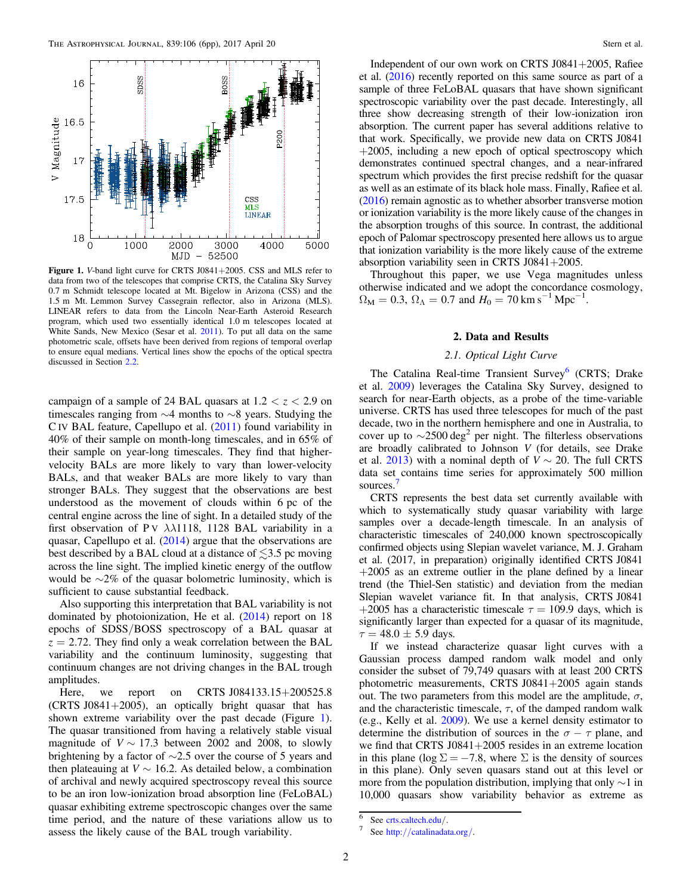**Figure 1.** *V*-band light curve for CRTS J0841+2005. CSS and MLS refer to data from two of the telescopes that comprise CRTS, the Catalina Sky Survey 0.7 m Schmidt telescope located at Mt. Bigelow in Arizona (CSS) and the 1.5 m Mt. Lemmon Survey Cassegrain reflector, also in Arizona (MLS). LINEAR refers to data from the Lincoln Near-Earth Asteroid Research program, which used two essentially identical 1.0 m telescopes located at White Sands, New Mexico (Sesar et al. 2011). To put all data on the same photometric scale, offsets have been derived from regions of temporal overlap to ensure equal medians. Vertical lines show the epochs of the optical spectra discussed in Section 2.2.

campaign of a sample of 24 BAL quasars at $1.2 < z < 2.9$ on timescales ranging from ~4 months to ~8 years. Studying the C IV BAL feature, Capellupo et al. (2011) found variability in 40% of their sample on month-long timescales, and in 65% of their sample on year-long timescales. They find that higher-velocity BALs are more likely to vary than lower-velocity BALs, and that weaker BALs are more likely to vary than stronger BALs. They suggest that the observations are best understood as the movement of clouds within 6 pc of the central engine across the line of sight. In a detailed study of the first observation of P V $\lambda\lambda$1118, 1128 BAL variability in a quasar, Capellupo et al. (2014) argue that the observations are best described by a BAL cloud at a distance of $\lesssim$3.5 pc moving across the line sight. The implied kinetic energy of the outflow would be ~2% of the quasar bolometric luminosity, which is sufficient to cause substantial feedback.

Also supporting this interpretation that BAL variability is not dominated by photoionization, He et al. (2014) report on 18 epochs of SDSS/BOSS spectroscopy of a BAL quasar at $z = 2.72$. They find only a weak correlation between the BAL variability and the continuum luminosity, suggesting that continuum changes are not driving changes in the BAL trough amplitudes.

Here, we report on CRTS J084133.15+200525.8 (CRTS J0841+2005), an optically bright quasar that has shown extreme variability over the past decade (Figure 1). The quasar transitioned from having a relatively stable visual magnitude of $V \sim 17.3$ between 2002 and 2008, to slowly brightening by a factor of ~2.5 over the course of 5 years and then plateauing at $V \sim 16.2$. As detailed below, a combination of archival and newly acquired spectroscopy reveal this source to be an iron low-ionization broad absorption line (FeLoBAL) quasar exhibiting extreme spectroscopic changes over the same time period, and the nature of these variations allow us to assess the likely cause of the BAL trough variability.

Independent of our own work on CRTS J0841+2005, Rafiee et al. (2016) recently reported on this same source as part of a sample of three FeLoBAL quasars that have shown significant spectroscopic variability over the past decade. Interestingly, all three show decreasing strength of their low-ionization iron absorption. The current paper has several additions relative to that work. Specifically, we provide new data on CRTS J0841+2005, including a new epoch of optical spectroscopy which demonstrates continued spectral changes, and a near-infrared spectrum which provides the first precise redshift for the quasar as well as an estimate of its black hole mass. Finally, Rafiee et al. (2016) remain agnostic as to whether absorber transverse motion or ionization variability is the more likely cause of the changes in the absorption troughs of this source. In contrast, the additional epoch of Palomar spectroscopy presented here allows us to argue that ionization variability is the more likely cause of the extreme absorption variability seen in CRTS J0841+2005.

Throughout this paper, we use Vega magnitudes unless otherwise indicated and we adopt the concordance cosmology, $\Omega_M = 0.3$, $\Omega_\Lambda = 0.7$ and $H_0 = 70\ \mathrm{km\ s^{-1}\ Mpc^{-1}}$.

## 2. Data and Results

### 2.1. Optical Light Curve

The Catalina Real-time Transient Survey[6] (CRTS; Drake et al. 2009) leverages the Catalina Sky Survey, designed to search for near-Earth objects, as a probe of the time-variable universe. CRTS has used three telescopes for much of the past decade, two in the northern hemisphere and one in Australia, to cover up to ~2500 deg$^2$ per night. The filterless observations are broadly calibrated to Johnson *V* (for details, see Drake et al. 2013) with a nominal depth of $V \sim 20$. The full CRTS data set contains time series for approximately 500 million sources.[7]

CRTS represents the best data set currently available with which to systematically study quasar variability with large samples over a decade-length timescale. In an analysis of characteristic timescales of 240,000 known spectroscopically confirmed objects using Slepian wavelet variance, M. J. Graham et al. (2017, in preparation) originally identified CRTS J0841+2005 as an extreme outlier in the plane defined by a linear trend (the Thiel-Sen statistic) and deviation from the median Slepian wavelet variance fit. In that analysis, CRTS J0841+2005 has a characteristic timescale $\tau = 109.9$ days, which is significantly larger than expected for a quasar of its magnitude, $\tau = 48.0 \pm 5.9$ days.

If we instead characterize quasar light curves with a Gaussian process damped random walk model and only consider the subset of 79,749 quasars with at least 200 CRTS photometric measurements, CRTS J0841+2005 again stands out. The two parameters from this model are the amplitude, $\sigma$, and the characteristic timescale, $\tau$, of the damped random walk (e.g., Kelly et al. 2009). We use a kernel density estimator to determine the distribution of sources in the $\sigma - \tau$ plane, and we find that CRTS J0841+2005 resides in an extreme location in this plane ($\log \Sigma = -7.8$, where $\Sigma$ is the density of sources in this plane). Only seven quasars stand out at this level or more from the population distribution, implying that only ~1 in 10,000 quasars show variability behavior as extreme as

[6] See crts.caltech.edu/.

[7] See http://catalinadata.org/.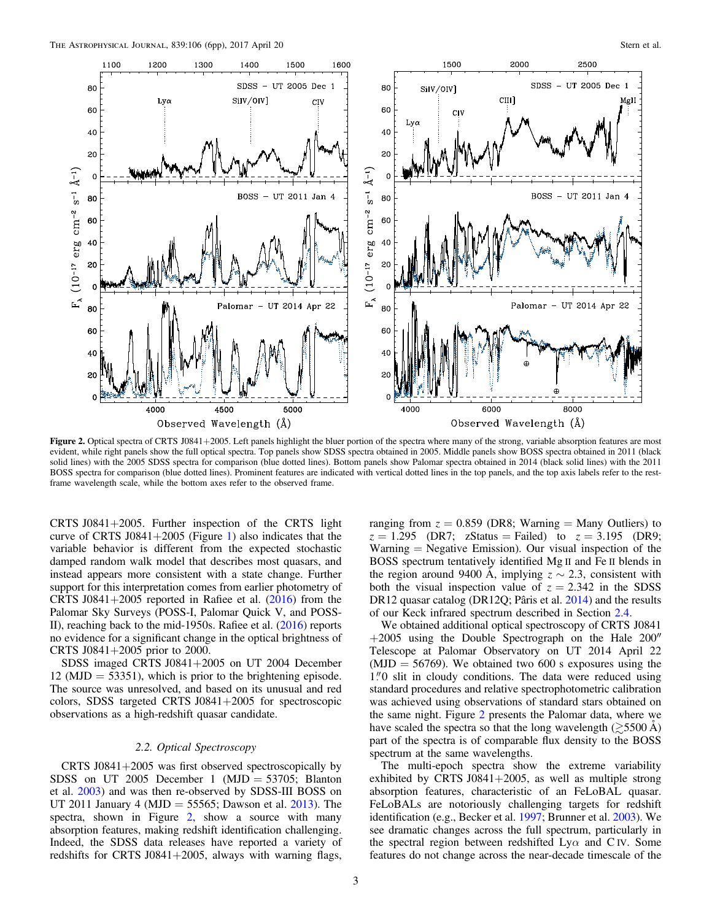Figure 2. Optical spectra of CRTS J0841+2005. Left panels highlight the bluer portion of the spectra where many of the strong, variable absorption features are most evident, while right panels show the full optical spectra. Top panels show SDSS spectra obtained in 2005. Middle panels show BOSS spectra obtained in 2011 (black solid lines) with the 2005 SDSS spectra for comparison (blue dotted lines). Bottom panels show Palomar spectra obtained in 2014 (black solid lines) with the 2011 BOSS spectra for comparison (blue dotted lines). Prominent features are indicated with vertical dotted lines in the top panels, and the top axis labels refer to the rest-frame wavelength scale, while the bottom axes refer to the observed frame.

CRTS J0841+2005. Further inspection of the CRTS light curve of CRTS J0841+2005 (Figure 1) also indicates that the variable behavior is different from the expected stochastic damped random walk model that describes most quasars, and instead appears more consistent with a state change. Further support for this interpretation comes from earlier photometry of CRTS J0841+2005 reported in Rafiee et al. (2016) from the Palomar Sky Surveys (POSS-I, Palomar Quick V, and POSS-II), reaching back to the mid-1950s. Rafiee et al. (2016) reports no evidence for a significant change in the optical brightness of CRTS J0841+2005 prior to 2000.

SDSS imaged CRTS J0841+2005 on UT 2004 December 12 (MJD = 53351), which is prior to the brightening episode. The source was unresolved, and based on its unusual and red colors, SDSS targeted CRTS J0841+2005 for spectroscopic observations as a high-redshift quasar candidate.

### 2.2. Optical Spectroscopy

CRTS J0841+2005 was first observed spectroscopically by SDSS on UT 2005 December 1 (MJD = 53705; Blanton et al. 2003) and was then re-observed by SDSS-III BOSS on UT 2011 January 4 (MJD = 55565; Dawson et al. 2013). The spectra, shown in Figure 2, show a source with many absorption features, making redshift identification challenging. Indeed, the SDSS data releases have reported a variety of redshifts for CRTS J0841+2005, always with warning flags, ranging from $z = 0.859$ (DR8; Warning = Many Outliers) to $z = 1.295$ (DR7; zStatus = Failed) to $z = 3.195$ (DR9; Warning = Negative Emission). Our visual inspection of the BOSS spectrum tentatively identified Mg II and Fe II blends in the region around 9400 Å, implying $z \sim 2.3$, consistent with both the visual inspection value of $z = 2.342$ in the SDSS DR12 quasar catalog (DR12Q; Pâris et al. 2014) and the results of our Keck infrared spectrum described in Section 2.4.

We obtained additional optical spectroscopy of CRTS J0841+2005 using the Double Spectrograph on the Hale 200″ Telescope at Palomar Observatory on UT 2014 April 22 (MJD = 56769). We obtained two 600 s exposures using the 1″.0 slit in cloudy conditions. The data were reduced using standard procedures and relative spectrophotometric calibration was achieved using observations of standard stars obtained on the same night. Figure 2 presents the Palomar data, where we have scaled the spectra so that the long wavelength ($\gtrsim$5500 Å) part of the spectra is of comparable flux density to the BOSS spectrum at the same wavelengths.

The multi-epoch spectra show the extreme variability exhibited by CRTS J0841+2005, as well as multiple strong absorption features, characteristic of an FeLoBAL quasar. FeLoBALs are notoriously challenging targets for redshift identification (e.g., Becker et al. 1997; Brunner et al. 2003). We see dramatic changes across the full spectrum, particularly in the spectral region between redshifted Ly$\alpha$ and C IV. Some features do not change across the near-decade timescale of the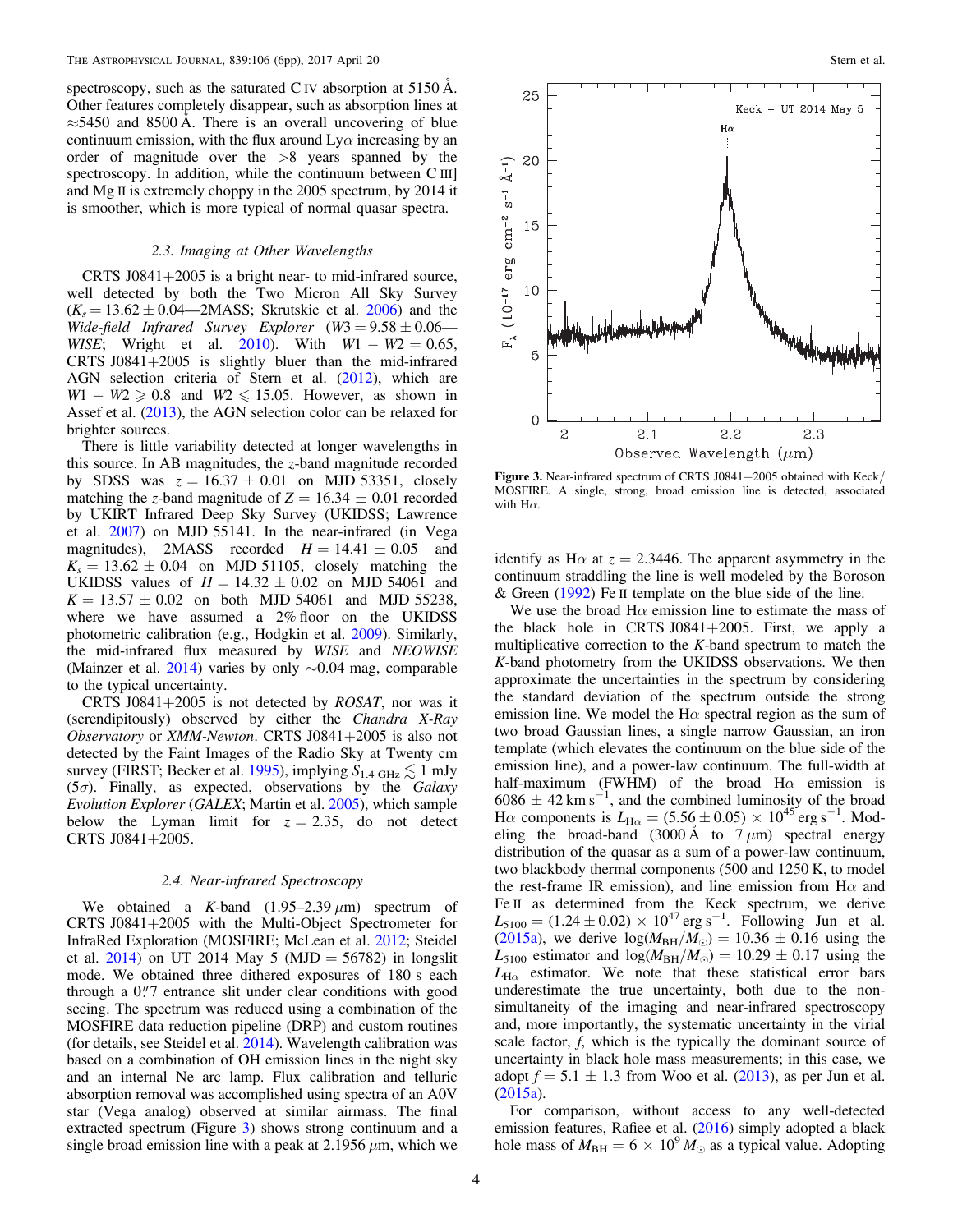spectroscopy, such as the saturated C IV absorption at 5150 Å. Other features completely disappear, such as absorption lines at ≈5450 and 8500 Å. There is an overall uncovering of blue continuum emission, with the flux around Lyα increasing by an order of magnitude over the >8 years spanned by the spectroscopy. In addition, while the continuum between C III] and Mg II is extremely choppy in the 2005 spectrum, by 2014 it is smoother, which is more typical of normal quasar spectra.

### 2.3. Imaging at Other Wavelengths

CRTS J0841+2005 is a bright near- to mid-infrared source, well detected by both the Two Micron All Sky Survey ($K_s = 13.62 \pm 0.04$—2MASS; Skrutskie et al. 2006) and the *Wide-field Infrared Survey Explorer* ($W3 = 9.58 \pm 0.06$—*WISE*; Wright et al. 2010). With $W1 - W2 = 0.65$, CRTS J0841+2005 is slightly bluer than the mid-infrared AGN selection criteria of Stern et al. (2012), which are $W1 - W2 \geqslant 0.8$ and $W2 \leqslant 15.05$. However, as shown in Assef et al. (2013), the AGN selection color can be relaxed for brighter sources.

There is little variability detected at longer wavelengths in this source. In AB magnitudes, the $z$-band magnitude recorded by SDSS was $z = 16.37 \pm 0.01$ on MJD 53351, closely matching the $z$-band magnitude of $Z = 16.34 \pm 0.01$ recorded by UKIRT Infrared Deep Sky Survey (UKIDSS; Lawrence et al. 2007) on MJD 55141. In the near-infrared (in Vega magnitudes), 2MASS recorded $H = 14.41 \pm 0.05$ and $K_s = 13.62 \pm 0.04$ on MJD 51105, closely matching the UKIDSS values of $H = 14.32 \pm 0.02$ on MJD 54061 and $K = 13.57 \pm 0.02$ on both MJD 54061 and MJD 55238, where we have assumed a 2% floor on the UKIDSS photometric calibration (e.g., Hodgkin et al. 2009). Similarly, the mid-infrared flux measured by *WISE* and *NEOWISE* (Mainzer et al. 2014) varies by only ~0.04 mag, comparable to the typical uncertainty.

CRTS J0841+2005 is not detected by *ROSAT*, nor was it (serendipitously) observed by either the *Chandra X-Ray Observatory* or *XMM-Newton*. CRTS J0841+2005 is also not detected by the Faint Images of the Radio Sky at Twenty cm survey (FIRST; Becker et al. 1995), implying $S_{1.4\ \mathrm{GHz}} \lesssim 1$ mJy (5σ). Finally, as expected, observations by the *Galaxy Evolution Explorer* (*GALEX*; Martin et al. 2005), which sample below the Lyman limit for $z = 2.35$, do not detect CRTS J0841+2005.

### 2.4. Near-infrared Spectroscopy

We obtained a $K$-band (1.95–2.39 μm) spectrum of CRTS J0841+2005 with the Multi-Object Spectrometer for InfraRed Exploration (MOSFIRE; McLean et al. 2012; Steidel et al. 2014) on UT 2014 May 5 (MJD = 56782) in longslit mode. We obtained three dithered exposures of 180 s each through a 0″.7 entrance slit under clear conditions with good seeing. The spectrum was reduced using a combination of the MOSFIRE data reduction pipeline (DRP) and custom routines (for details, see Steidel et al. 2014). Wavelength calibration was based on a combination of OH emission lines in the night sky and an internal Ne arc lamp. Flux calibration and telluric absorption removal was accomplished using spectra of an A0V star (Vega analog) observed at similar airmass. The final extracted spectrum (Figure 3) shows strong continuum and a single broad emission line with a peak at 2.1956 μm, which we identify as Hα at $z = 2.3446$. The apparent asymmetry in the continuum straddling the line is well modeled by the Boroson & Green (1992) Fe II template on the blue side of the line.

**Figure 3.** Near-infrared spectrum of CRTS J0841+2005 obtained with Keck/MOSFIRE. A single, strong, broad emission line is detected, associated with Hα.

We use the broad Hα emission line to estimate the mass of the black hole in CRTS J0841+2005. First, we apply a multiplicative correction to the $K$-band spectrum to match the $K$-band photometry from the UKIDSS observations. We then approximate the uncertainties in the spectrum by considering the standard deviation of the spectrum outside the strong emission line. We model the Hα spectral region as the sum of two broad Gaussian lines, a single narrow Gaussian, an iron template (which elevates the continuum on the blue side of the emission line), and a power-law continuum. The full-width at half-maximum (FWHM) of the broad Hα emission is $6086 \pm 42\ \mathrm{km\ s^{-1}}$, and the combined luminosity of the broad Hα components is $L_{\mathrm{H}\alpha} = (5.56 \pm 0.05) \times 10^{45}\ \mathrm{erg\ s^{-1}}$. Modeling the broad-band (3000 Å to 7 μm) spectral energy distribution of the quasar as a sum of a power-law continuum, two blackbody thermal components (500 and 1250 K, to model the rest-frame IR emission), and line emission from Hα and Fe II as determined from the Keck spectrum, we derive $L_{5100} = (1.24 \pm 0.02) \times 10^{47}\ \mathrm{erg\ s^{-1}}$. Following Jun et al. (2015a), we derive $\log(M_{\mathrm{BH}}/M_\odot) = 10.36 \pm 0.16$ using the $L_{5100}$ estimator and $\log(M_{\mathrm{BH}}/M_\odot) = 10.29 \pm 0.17$ using the $L_{\mathrm{H}\alpha}$ estimator. We note that these statistical error bars underestimate the true uncertainty, both due to the non-simultaneity of the imaging and near-infrared spectroscopy and, more importantly, the systematic uncertainty in the virial scale factor, $f$, which is the typically the dominant source of uncertainty in black hole mass measurements; in this case, we adopt $f = 5.1 \pm 1.3$ from Woo et al. (2013), as per Jun et al. (2015a).

For comparison, without access to any well-detected emission features, Rafiee et al. (2016) simply adopted a black hole mass of $M_{\mathrm{BH}} = 6 \times 10^9\ M_\odot$ as a typical value. Adopting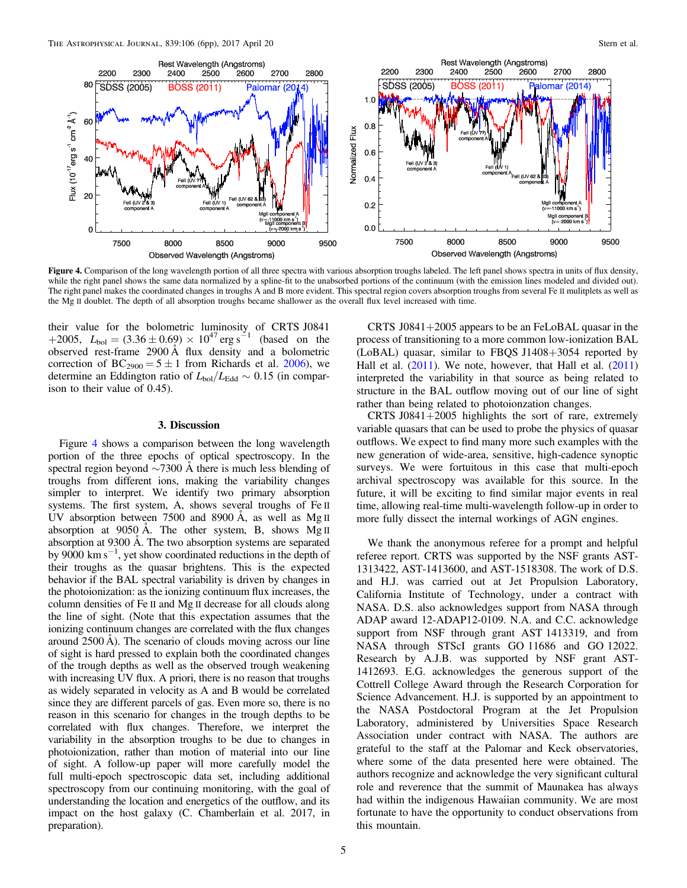**Figure 4.** Comparison of the long wavelength portion of all three spectra with various absorption troughs labeled. The left panel shows spectra in units of flux density, while the right panel shows the same data normalized by a spline-fit to the unabsorbed portions of the continuum (with the emission lines modeled and divided out). The right panel makes the coordinated changes in troughs A and B more evident. This spectral region covers absorption troughs from several Fe II mulitplets as well as the Mg II doublet. The depth of all absorption troughs became shallower as the overall flux level increased with time.

their value for the bolometric luminosity of CRTS J0841+2005, $L_{\rm bol} = (3.36 \pm 0.69) \times 10^{47}$ erg s$^{-1}$ (based on the observed rest-frame 2900 Å flux density and a bolometric correction of $BC_{2900} = 5 \pm 1$ from Richards et al. 2006), we determine an Eddington ratio of $L_{\rm bol}/L_{\rm Edd} \sim 0.15$ (in comparison to their value of 0.45).

## 3. Discussion

Figure 4 shows a comparison between the long wavelength portion of the three epochs of optical spectroscopy. In the spectral region beyond ∼7300 Å there is much less blending of troughs from different ions, making the variability changes simpler to interpret. We identify two primary absorption systems. The first system, A, shows several troughs of Fe II UV absorption between 7500 and 8900 Å, as well as Mg II absorption at 9050 Å. The other system, B, shows Mg II absorption at 9300 Å. The two absorption systems are separated by 9000 km s$^{-1}$, yet show coordinated reductions in the depth of their troughs as the quasar brightens. This is the expected behavior if the BAL spectral variability is driven by changes in the photoionization: as the ionizing continuum flux increases, the column densities of Fe II and Mg II decrease for all clouds along the line of sight. (Note that this expectation assumes that the ionizing continuum changes are correlated with the flux changes around 2500 Å). The scenario of clouds moving across our line of sight is hard pressed to explain both the coordinated changes of the trough depths as well as the observed trough weakening with increasing UV flux. A priori, there is no reason that troughs as widely separated in velocity as A and B would be correlated since they are different parcels of gas. Even more so, there is no reason in this scenario for changes in the trough depths to be correlated with flux changes. Therefore, we interpret the variability in the absorption troughs to be due to changes in photoionization, rather than motion of material into our line of sight. A follow-up paper will more carefully model the full multi-epoch spectroscopic data set, including additional spectroscopy from our continuing monitoring, with the goal of understanding the location and energetics of the outflow, and its impact on the host galaxy (C. Chamberlain et al. 2017, in preparation).

CRTS J0841+2005 appears to be an FeLoBAL quasar in the process of transitioning to a more common low-ionization BAL (LoBAL) quasar, similar to FBQS J1408+3054 reported by Hall et al. (2011). We note, however, that Hall et al. (2011) interpreted the variability in that source as being related to structure in the BAL outflow moving out of our line of sight rather than being related to photoionization changes.

CRTS J0841+2005 highlights the sort of rare, extremely variable quasars that can be used to probe the physics of quasar outflows. We expect to find many more such examples with the new generation of wide-area, sensitive, high-cadence synoptic surveys. We were fortuitous in this case that multi-epoch archival spectroscopy was available for this source. In the future, it will be exciting to find similar major events in real time, allowing real-time multi-wavelength follow-up in order to more fully dissect the internal workings of AGN engines.

We thank the anonymous referee for a prompt and helpful referee report. CRTS was supported by the NSF grants AST-1313422, AST-1413600, and AST-1518308. The work of D.S. and H.J. was carried out at Jet Propulsion Laboratory, California Institute of Technology, under a contract with NASA. D.S. also acknowledges support from NASA through ADAP award 12-ADAP12-0109. N.A. and C.C. acknowledge support from NSF through grant AST 1413319, and from NASA through STScI grants GO 11686 and GO 12022. Research by A.J.B. was supported by NSF grant AST-1412693. E.G. acknowledges the generous support of the Cottrell College Award through the Research Corporation for Science Advancement. H.J. is supported by an appointment to the NASA Postdoctoral Program at the Jet Propulsion Laboratory, administered by Universities Space Research Association under contract with NASA. The authors are grateful to the staff at the Palomar and Keck observatories, where some of the data presented here were obtained. The authors recognize and acknowledge the very significant cultural role and reverence that the summit of Maunakea has always had within the indigenous Hawaiian community. We are most fortunate to have the opportunity to conduct observations from this mountain.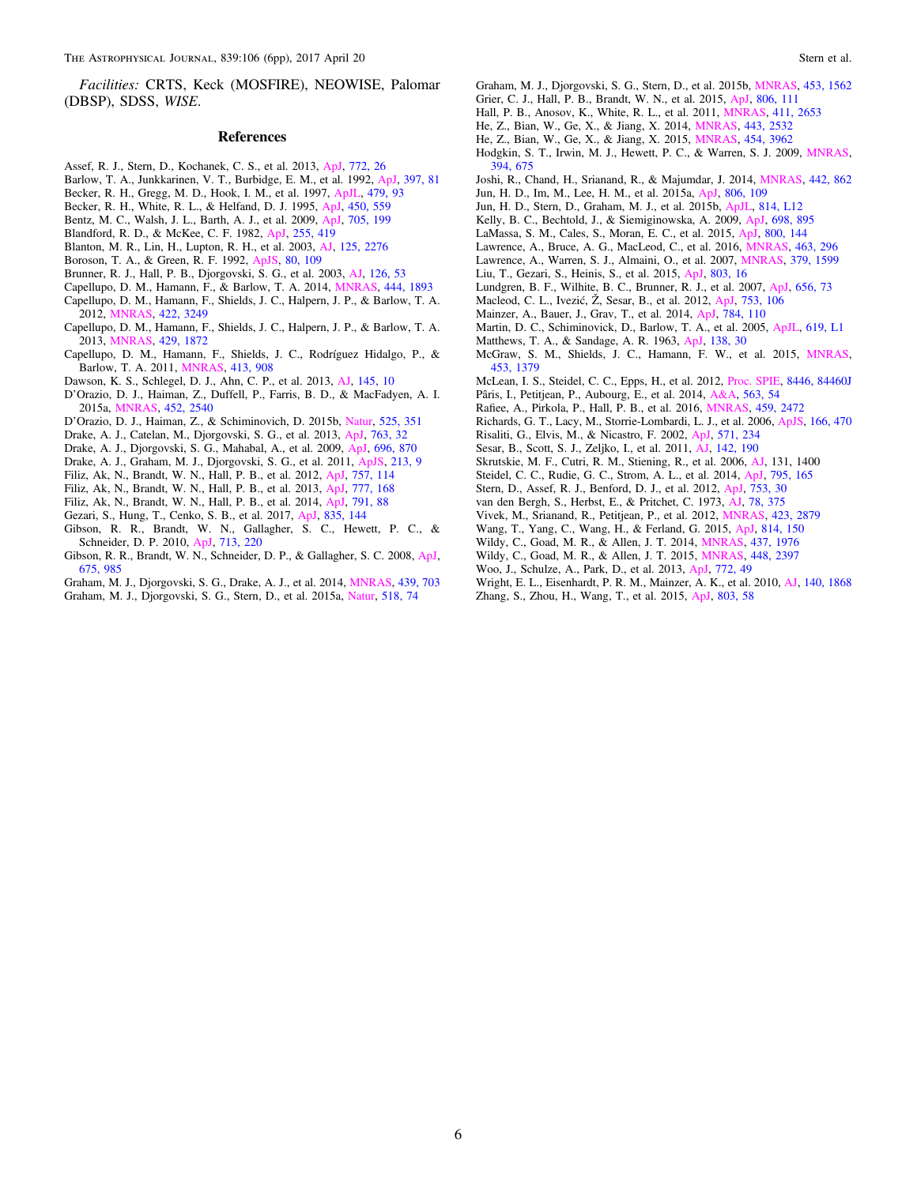*Facilities:* CRTS, Keck (MOSFIRE), NEOWISE, Palomar (DBSP), SDSS, *WISE*.

## References

Assef, R. J., Stern, D., Kochanek, C. S., et al. 2013, ApJ, 772, 26

Barlow, T. A., Junkkarinen, V. T., Burbidge, E. M., et al. 1992, ApJ, 397, 81

Becker, R. H., Gregg, M. D., Hook, I. M., et al. 1997, ApJL, 479, 93

Becker, R. H., White, R. L., & Helfand, D. J. 1995, ApJ, 450, 559

Bentz, M. C., Walsh, J. L., Barth, A. J., et al. 2009, ApJ, 705, 199

Blandford, R. D., & McKee, C. F. 1982, ApJ, 255, 419

Blanton, M. R., Lin, H., Lupton, R. H., et al. 2003, AJ, 125, 2276

Boroson, T. A., & Green, R. F. 1992, ApJS, 80, 109

Brunner, R. J., Hall, P. B., Djorgovski, S. G., et al. 2003, AJ, 126, 53

Capellupo, D. M., Hamann, F., & Barlow, T. A. 2014, MNRAS, 444, 1893

Capellupo, D. M., Hamann, F., Shields, J. C., Halpern, J. P., & Barlow, T. A. 2012, MNRAS, 422, 3249

Capellupo, D. M., Hamann, F., Shields, J. C., Halpern, J. P., & Barlow, T. A. 2013, MNRAS, 429, 1872

Capellupo, D. M., Hamann, F., Shields, J. C., Rodríguez Hidalgo, P., & Barlow, T. A. 2011, MNRAS, 413, 908

Dawson, K. S., Schlegel, D. J., Ahn, C. P., et al. 2013, AJ, 145, 10

D'Orazio, D. J., Haiman, Z., Duffell, P., Farris, B. D., & MacFadyen, A. I. 2015a, MNRAS, 452, 2540

D'Orazio, D. J., Haiman, Z., & Schiminovich, D. 2015b, Natur, 525, 351

Drake, A. J., Catelan, M., Djorgovski, S. G., et al. 2013, ApJ, 763, 32

Drake, A. J., Djorgovski, S. G., Mahabal, A., et al. 2009, ApJ, 696, 870

Drake, A. J., Graham, M. J., Djorgovski, S. G., et al. 2011, ApJS, 213, 9

Filiz Ak, N., Brandt, W. N., Hall, P. B., et al. 2012, ApJ, 757, 114

Filiz Ak, N., Brandt, W. N., Hall, P. B., et al. 2013, ApJ, 777, 168

Filiz Ak, N., Brandt, W. N., Hall, P. B., et al. 2014, ApJ, 791, 88

Gezari, S., Hung, T., Cenko, S. B., et al. 2017, ApJ, 835, 144

Gibson, R. R., Brandt, W. N., Gallagher, S. C., Hewett, P. C., & Schneider, D. P. 2010, ApJ, 713, 220

Gibson, R. R., Brandt, W. N., Schneider, D. P., & Gallagher, S. C. 2008, ApJ, 675, 985

Graham, M. J., Djorgovski, S. G., Drake, A. J., et al. 2014, MNRAS, 439, 703

Graham, M. J., Djorgovski, S. G., Stern, D., et al. 2015a, Natur, 518, 74

Graham, M. J., Djorgovski, S. G., Stern, D., et al. 2015b, MNRAS, 453, 1562

Grier, C. J., Hall, P. B., Brandt, W. N., et al. 2015, ApJ, 806, 111

Hall, P. B., Anosov, K., White, R. L., et al. 2011, MNRAS, 411, 2653

He, Z., Bian, W., Ge, X., & Jiang, X. 2014, MNRAS, 443, 2532

He, Z., Bian, W., Ge, X., & Jiang, X. 2015, MNRAS, 454, 3962

Hodgkin, S. T., Irwin, M. J., Hewett, P. C., & Warren, S. J. 2009, MNRAS, 394, 675

Joshi, R., Chand, H., Srianand, R., & Majumdar, J. 2014, MNRAS, 442, 862

Jun, H. D., Im, M., Lee, H. M., et al. 2015a, ApJ, 806, 109

Jun, H. D., Stern, D., Graham, M. J., et al. 2015b, ApJL, 814, L12

Kelly, B. C., Bechtold, J., & Siemiginowska, A. 2009, ApJ, 698, 895

LaMassa, S. M., Cales, S., Moran, E. C., et al. 2015, ApJ, 800, 144

Lawrence, A., Bruce, A. G., MacLeod, C., et al. 2016, MNRAS, 463, 296

Lawrence, A., Warren, S. J., Almaini, O., et al. 2007, MNRAS, 379, 1599

Liu, T., Gezari, S., Heinis, S., et al. 2015, ApJ, 803, 16

Lundgren, B. F., Wilhite, B. C., Brunner, R. J., et al. 2007, ApJ, 656, 73

Macleod, C. L., Ivezić, Ž, Sesar, B., et al. 2012, ApJ, 753, 106

Mainzer, A., Bauer, J., Grav, T., et al. 2014, ApJ, 784, 110

Martin, D. C., Schiminovick, D., Barlow, T. A., et al. 2005, ApJL, 619, L1

Matthews, T. A., & Sandage, A. R. 1963, ApJ, 138, 30

McGraw, S. M., Shields, J. C., Hamann, F. W., et al. 2015, MNRAS, 453, 1379

McLean, I. S., Steidel, C. C., Epps, H., et al. 2012, Proc. SPIE, 8446, 84460J

Pâris, I., Petitjean, P., Aubourg, E., et al. 2014, A&A, 563, 54

Rafiee, A., Pirkola, P., Hall, P. B., et al. 2016, MNRAS, 459, 2472

Richards, G. T., Lacy, M., Storrie-Lombardi, L. J., et al. 2006, ApJS, 166, 470

Risaliti, G., Elvis, M., & Nicastro, F. 2002, ApJ, 571, 234

Sesar, B., Scott, S. J., Zeljko, I., et al. 2011, AJ, 142, 190

Skrutskie, M. F., Cutri, R. M., Stiening, R., et al. 2006, AJ, 131, 1400

Steidel, C. C., Rudie, G. C., Strom, A. L., et al. 2014, ApJ, 795, 165

Stern, D., Assef, R. J., Benford, D. J., et al. 2012, ApJ, 753, 30

van den Bergh, S., Herbst, E., & Pritchet, C. 1973, AJ, 78, 375

Vivek, M., Srianand, R., Petitjean, P., et al. 2012, MNRAS, 423, 2879

Wang, T., Yang, C., Wang, H., & Ferland, G. 2015, ApJ, 814, 150

Wildy, C., Goad, M. R., & Allen, J. T. 2014, MNRAS, 437, 1976

Wildy, C., Goad, M. R., & Allen, J. T. 2015, MNRAS, 448, 2397

Woo, J., Schulze, A., Park, D., et al. 2013, ApJ, 772, 49

Wright, E. L., Eisenhardt, P. R. M., Mainzer, A. K., et al. 2010, AJ, 140, 1868

Zhang, S., Zhou, H., Wang, T., et al. 2015, ApJ, 803, 58